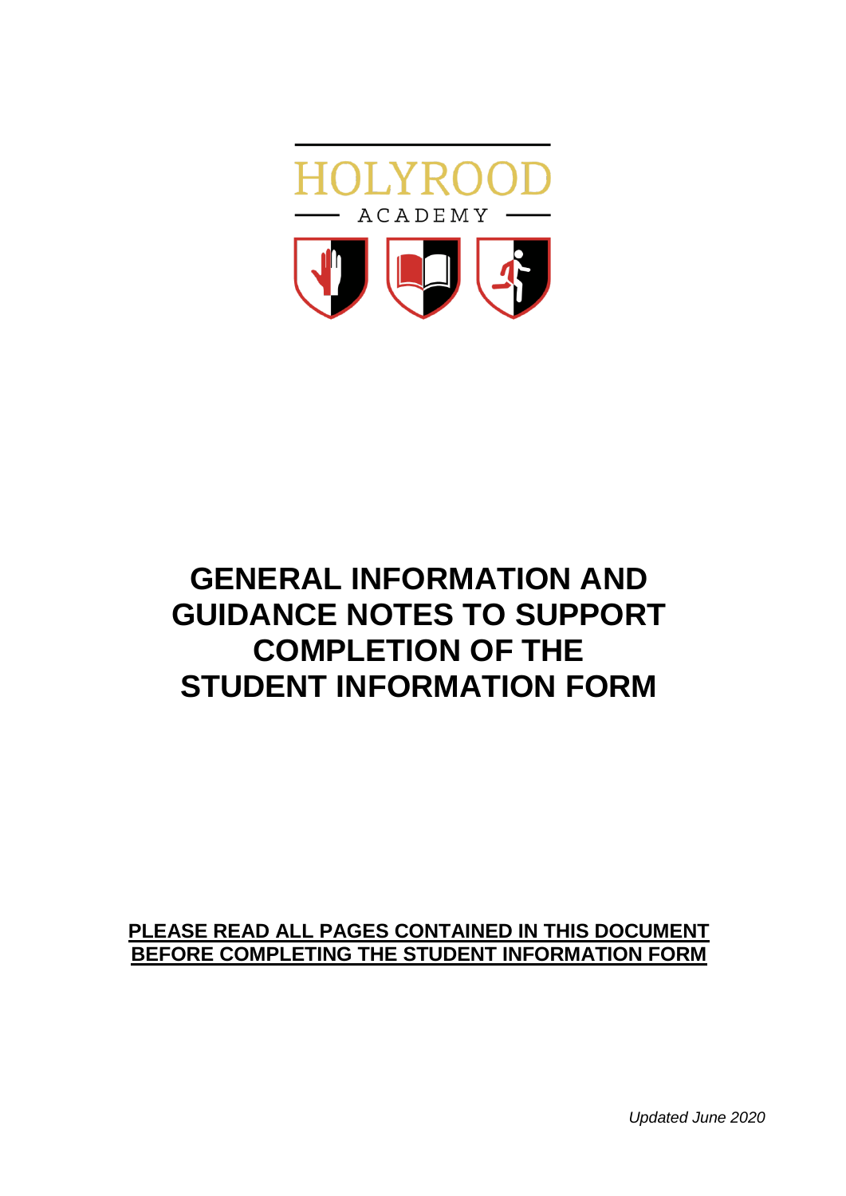HOLYROOD

ACADEMY

# GENERAL INFORMATION AND GUIDANCE NOTES TO SUPPORT COMPLETION OF THE STUDENT INFORMATION FORM

**PLEASE READ ALL PAGES CONTAINED IN THIS DOCUMENT BEFORE COMPLETING THE STUDENT INFORMATION FORM**

*Updated June 2020*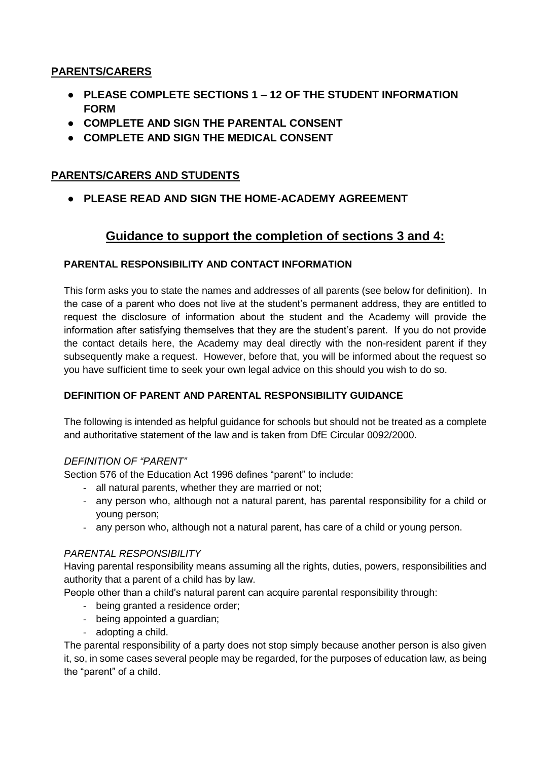## PARENTS/CARERS

- **PLEASE COMPLETE SECTIONS 1 – 12 OF THE STUDENT INFORMATION FORM**
- **COMPLETE AND SIGN THE PARENTAL CONSENT**
- **COMPLETE AND SIGN THE MEDICAL CONSENT**

## PARENTS/CARERS AND STUDENTS

- **PLEASE READ AND SIGN THE HOME-ACADEMY AGREEMENT**

# Guidance to support the completion of sections 3 and 4:

### PARENTAL RESPONSIBILITY AND CONTACT INFORMATION

This form asks you to state the names and addresses of all parents (see below for definition). In the case of a parent who does not live at the student's permanent address, they are entitled to request the disclosure of information about the student and the Academy will provide the information after satisfying themselves that they are the student's parent. If you do not provide the contact details here, the Academy may deal directly with the non-resident parent if they subsequently make a request. However, before that, you will be informed about the request so you have sufficient time to seek your own legal advice on this should you wish to do so.

### DEFINITION OF PARENT AND PARENTAL RESPONSIBILITY GUIDANCE

The following is intended as helpful guidance for schools but should not be treated as a complete and authoritative statement of the law and is taken from DfE Circular 0092/2000.

*DEFINITION OF "PARENT"*

Section 576 of the Education Act 1996 defines "parent" to include:

- all natural parents, whether they are married or not;
- any person who, although not a natural parent, has parental responsibility for a child or young person;
- any person who, although not a natural parent, has care of a child or young person.

*PARENTAL RESPONSIBILITY*

Having parental responsibility means assuming all the rights, duties, powers, responsibilities and authority that a parent of a child has by law.

People other than a child's natural parent can acquire parental responsibility through:

- being granted a residence order;
- being appointed a guardian;
- adopting a child.

The parental responsibility of a party does not stop simply because another person is also given it, so, in some cases several people may be regarded, for the purposes of education law, as being the "parent" of a child.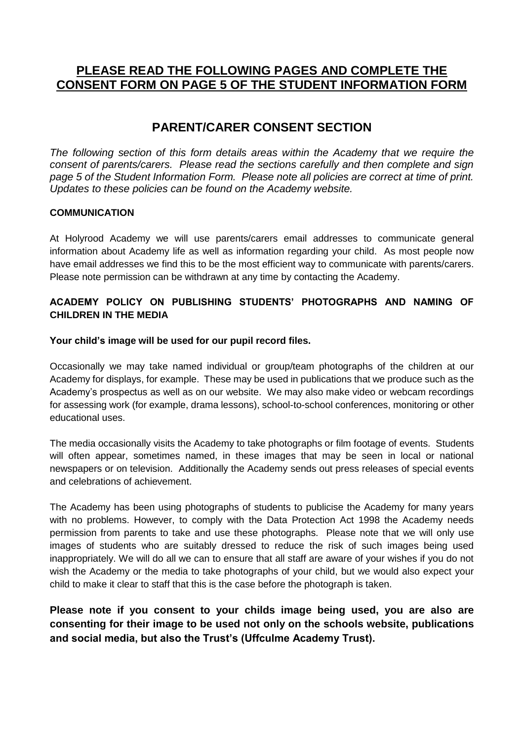# **PLEASE READ THE FOLLOWING PAGES AND COMPLETE THE CONSENT FORM ON PAGE 5 OF THE STUDENT INFORMATION FORM**

## PARENT/CARER CONSENT SECTION

*The following section of this form details areas within the Academy that we require the consent of parents/carers. Please read the sections carefully and then complete and sign page 5 of the Student Information Form. Please note all policies are correct at time of print. Updates to these policies can be found on the Academy website.*

### COMMUNICATION

At Holyrood Academy we will use parents/carers email addresses to communicate general information about Academy life as well as information regarding your child. As most people now have email addresses we find this to be the most efficient way to communicate with parents/carers. Please note permission can be withdrawn at any time by contacting the Academy.

### ACADEMY POLICY ON PUBLISHING STUDENTS' PHOTOGRAPHS AND NAMING OF CHILDREN IN THE MEDIA

**Your child's image will be used for our pupil record files.**

Occasionally we may take named individual or group/team photographs of the children at our Academy for displays, for example. These may be used in publications that we produce such as the Academy's prospectus as well as on our website. We may also make video or webcam recordings for assessing work (for example, drama lessons), school-to-school conferences, monitoring or other educational uses.

The media occasionally visits the Academy to take photographs or film footage of events. Students will often appear, sometimes named, in these images that may be seen in local or national newspapers or on television. Additionally the Academy sends out press releases of special events and celebrations of achievement.

The Academy has been using photographs of students to publicise the Academy for many years with no problems. However, to comply with the Data Protection Act 1998 the Academy needs permission from parents to take and use these photographs. Please note that we will only use images of students who are suitably dressed to reduce the risk of such images being used inappropriately. We will do all we can to ensure that all staff are aware of your wishes if you do not wish the Academy or the media to take photographs of your child, but we would also expect your child to make it clear to staff that this is the case before the photograph is taken.

**Please note if you consent to your childs image being used, you are also are consenting for their image to be used not only on the schools website, publications and social media, but also the Trust's (Uffculme Academy Trust).**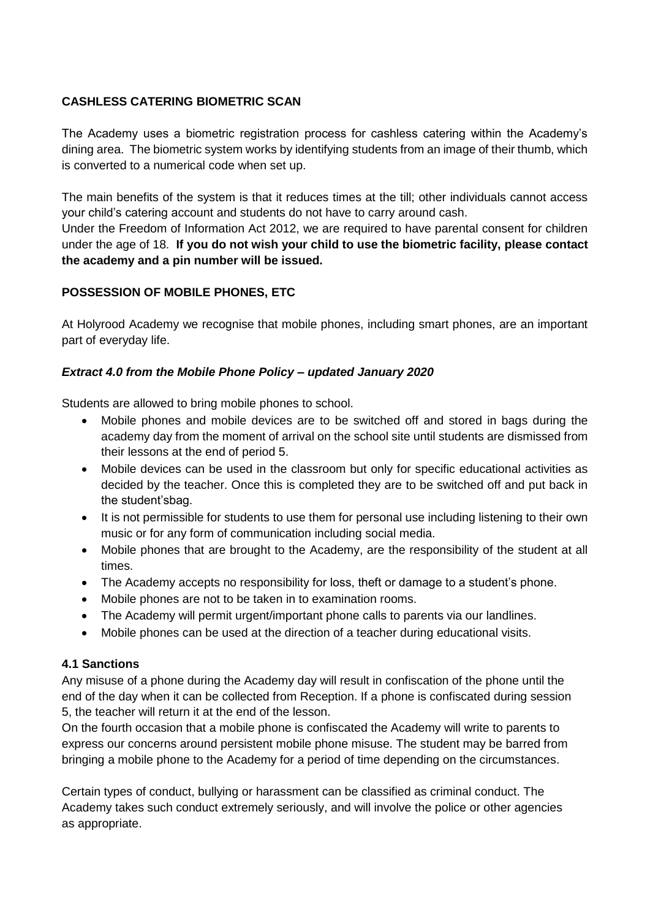**CASHLESS CATERING BIOMETRIC SCAN**

The Academy uses a biometric registration process for cashless catering within the Academy's dining area. The biometric system works by identifying students from an image of their thumb, which is converted to a numerical code when set up.

The main benefits of the system is that it reduces times at the till; other individuals cannot access your child's catering account and students do not have to carry around cash.
Under the Freedom of Information Act 2012, we are required to have parental consent for children under the age of 18. **If you do not wish your child to use the biometric facility, please contact the academy and a pin number will be issued.**

**POSSESSION OF MOBILE PHONES, ETC**

At Holyrood Academy we recognise that mobile phones, including smart phones, are an important part of everyday life.

***Extract 4.0 from the Mobile Phone Policy – updated January 2020***

Students are allowed to bring mobile phones to school.

- Mobile phones and mobile devices are to be switched off and stored in bags during the academy day from the moment of arrival on the school site until students are dismissed from their lessons at the end of period 5.
- Mobile devices can be used in the classroom but only for specific educational activities as decided by the teacher. Once this is completed they are to be switched off and put back in the student'sbag.
- It is not permissible for students to use them for personal use including listening to their own music or for any form of communication including social media.
- Mobile phones that are brought to the Academy, are the responsibility of the student at all times.
- The Academy accepts no responsibility for loss, theft or damage to a student's phone.
- Mobile phones are not to be taken in to examination rooms.
- The Academy will permit urgent/important phone calls to parents via our landlines.
- Mobile phones can be used at the direction of a teacher during educational visits.

**4.1 Sanctions**

Any misuse of a phone during the Academy day will result in confiscation of the phone until the end of the day when it can be collected from Reception. If a phone is confiscated during session 5, the teacher will return it at the end of the lesson.
On the fourth occasion that a mobile phone is confiscated the Academy will write to parents to express our concerns around persistent mobile phone misuse. The student may be barred from bringing a mobile phone to the Academy for a period of time depending on the circumstances.

Certain types of conduct, bullying or harassment can be classified as criminal conduct. The Academy takes such conduct extremely seriously, and will involve the police or other agencies as appropriate.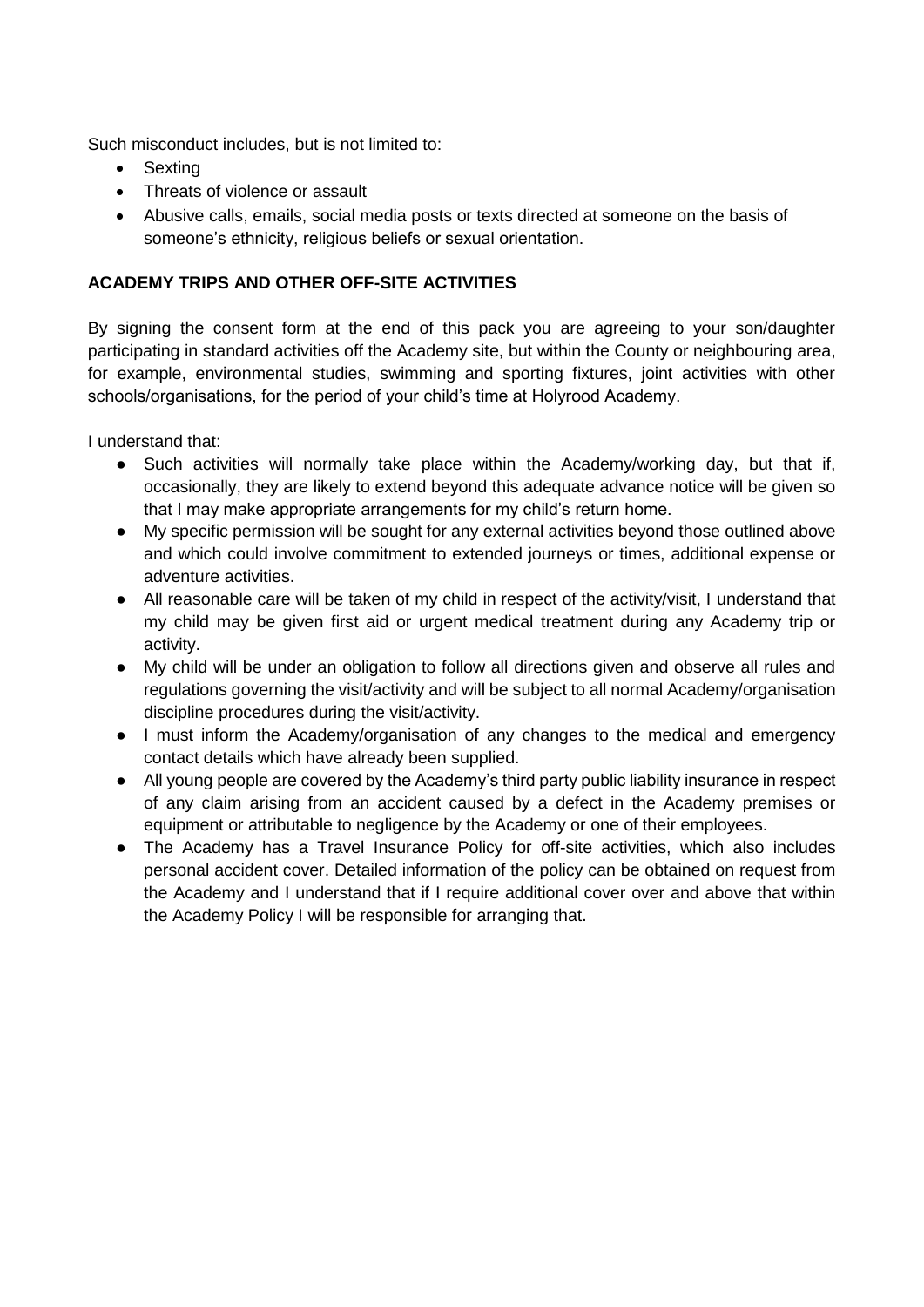Such misconduct includes, but is not limited to:

- Sexting
- Threats of violence or assault
- Abusive calls, emails, social media posts or texts directed at someone on the basis of someone's ethnicity, religious beliefs or sexual orientation.

**ACADEMY TRIPS AND OTHER OFF-SITE ACTIVITIES**

By signing the consent form at the end of this pack you are agreeing to your son/daughter participating in standard activities off the Academy site, but within the County or neighbouring area, for example, environmental studies, swimming and sporting fixtures, joint activities with other schools/organisations, for the period of your child's time at Holyrood Academy.

I understand that:

- Such activities will normally take place within the Academy/working day, but that if, occasionally, they are likely to extend beyond this adequate advance notice will be given so that I may make appropriate arrangements for my child's return home.
- My specific permission will be sought for any external activities beyond those outlined above and which could involve commitment to extended journeys or times, additional expense or adventure activities.
- All reasonable care will be taken of my child in respect of the activity/visit, I understand that my child may be given first aid or urgent medical treatment during any Academy trip or activity.
- My child will be under an obligation to follow all directions given and observe all rules and regulations governing the visit/activity and will be subject to all normal Academy/organisation discipline procedures during the visit/activity.
- I must inform the Academy/organisation of any changes to the medical and emergency contact details which have already been supplied.
- All young people are covered by the Academy's third party public liability insurance in respect of any claim arising from an accident caused by a defect in the Academy premises or equipment or attributable to negligence by the Academy or one of their employees.
- The Academy has a Travel Insurance Policy for off-site activities, which also includes personal accident cover. Detailed information of the policy can be obtained on request from the Academy and I understand that if I require additional cover over and above that within the Academy Policy I will be responsible for arranging that.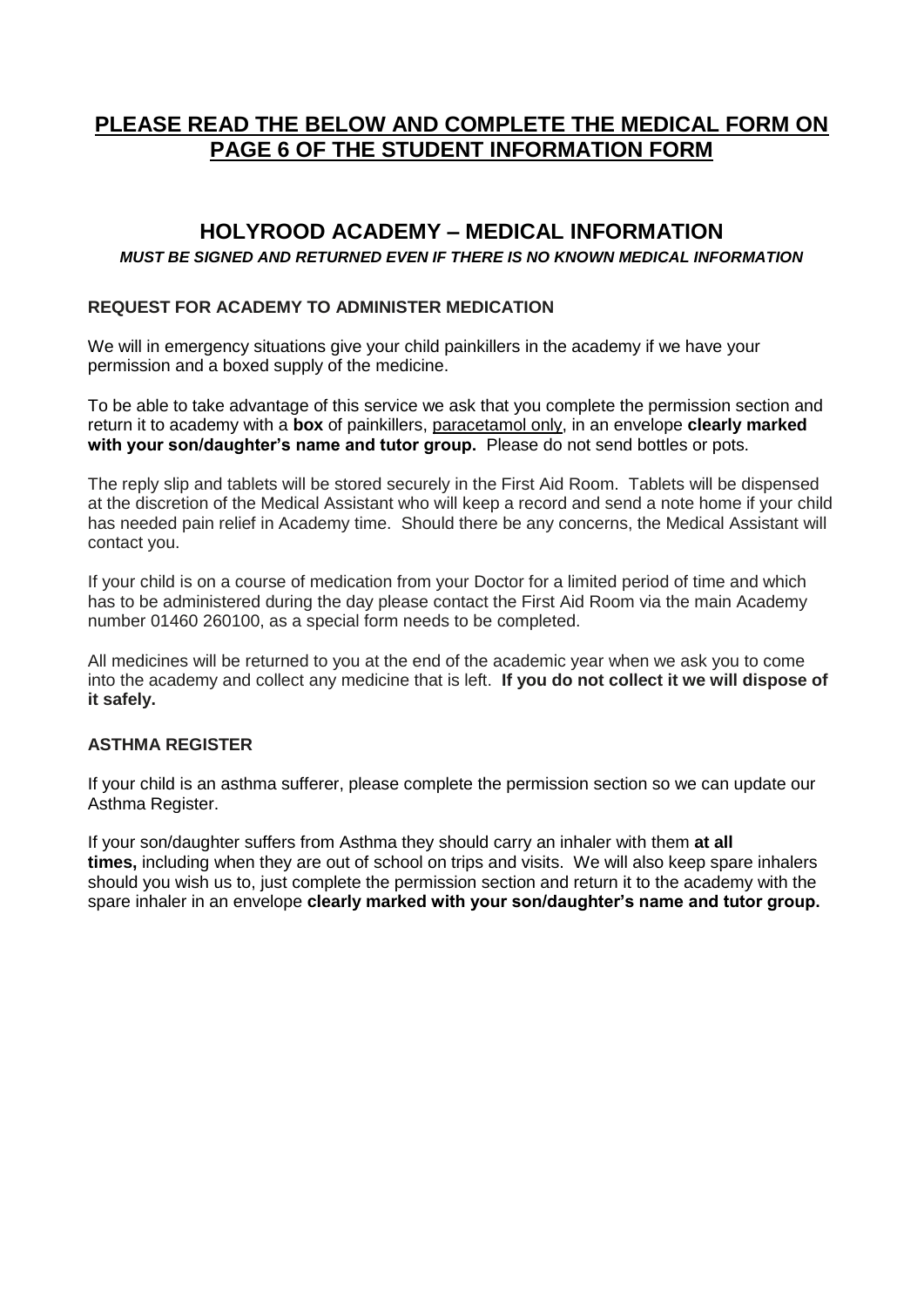# **PLEASE READ THE BELOW AND COMPLETE THE MEDICAL FORM ON PAGE 6 OF THE STUDENT INFORMATION FORM**

## HOLYROOD ACADEMY – MEDICAL INFORMATION

***MUST BE SIGNED AND RETURNED EVEN IF THERE IS NO KNOWN MEDICAL INFORMATION***

### REQUEST FOR ACADEMY TO ADMINISTER MEDICATION

We will in emergency situations give your child painkillers in the academy if we have your permission and a boxed supply of the medicine.

To be able to take advantage of this service we ask that you complete the permission section and return it to academy with a **box** of painkillers, paracetamol only, in an envelope **clearly marked with your son/daughter's name and tutor group.** Please do not send bottles or pots.

The reply slip and tablets will be stored securely in the First Aid Room. Tablets will be dispensed at the discretion of the Medical Assistant who will keep a record and send a note home if your child has needed pain relief in Academy time. Should there be any concerns, the Medical Assistant will contact you.

If your child is on a course of medication from your Doctor for a limited period of time and which has to be administered during the day please contact the First Aid Room via the main Academy number 01460 260100, as a special form needs to be completed.

All medicines will be returned to you at the end of the academic year when we ask you to come into the academy and collect any medicine that is left. **If you do not collect it we will dispose of it safely.**

### ASTHMA REGISTER

If your child is an asthma sufferer, please complete the permission section so we can update our Asthma Register.

If your son/daughter suffers from Asthma they should carry an inhaler with them **at all times,** including when they are out of school on trips and visits. We will also keep spare inhalers should you wish us to, just complete the permission section and return it to the academy with the spare inhaler in an envelope **clearly marked with your son/daughter's name and tutor group.**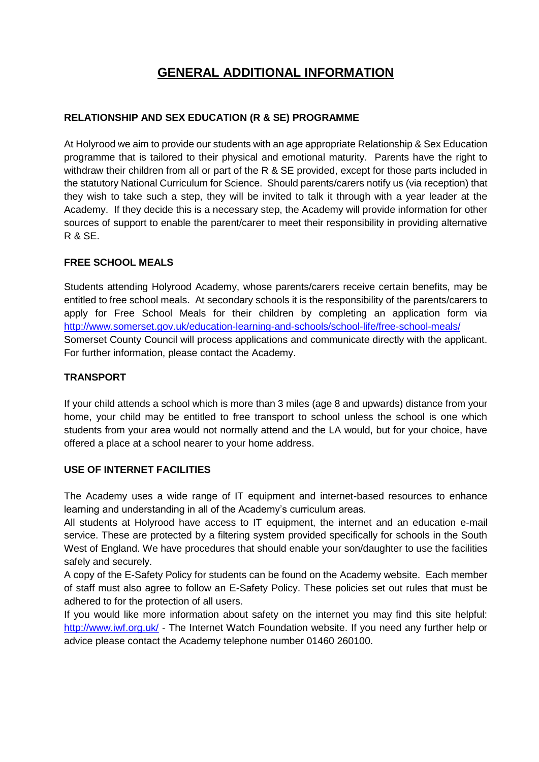# GENERAL ADDITIONAL INFORMATION

### RELATIONSHIP AND SEX EDUCATION (R & SE) PROGRAMME

At Holyrood we aim to provide our students with an age appropriate Relationship & Sex Education programme that is tailored to their physical and emotional maturity. Parents have the right to withdraw their children from all or part of the R & SE provided, except for those parts included in the statutory National Curriculum for Science. Should parents/carers notify us (via reception) that they wish to take such a step, they will be invited to talk it through with a year leader at the Academy. If they decide this is a necessary step, the Academy will provide information for other sources of support to enable the parent/carer to meet their responsibility in providing alternative R & SE.

### FREE SCHOOL MEALS

Students attending Holyrood Academy, whose parents/carers receive certain benefits, may be entitled to free school meals. At secondary schools it is the responsibility of the parents/carers to apply for Free School Meals for their children by completing an application form via http://www.somerset.gov.uk/education-learning-and-schools/school-life/free-school-meals/ Somerset County Council will process applications and communicate directly with the applicant. For further information, please contact the Academy.

### TRANSPORT

If your child attends a school which is more than 3 miles (age 8 and upwards) distance from your home, your child may be entitled to free transport to school unless the school is one which students from your area would not normally attend and the LA would, but for your choice, have offered a place at a school nearer to your home address.

### USE OF INTERNET FACILITIES

The Academy uses a wide range of IT equipment and internet-based resources to enhance learning and understanding in all of the Academy's curriculum areas.

All students at Holyrood have access to IT equipment, the internet and an education e-mail service. These are protected by a filtering system provided specifically for schools in the South West of England. We have procedures that should enable your son/daughter to use the facilities safely and securely.

A copy of the E-Safety Policy for students can be found on the Academy website. Each member of staff must also agree to follow an E-Safety Policy. These policies set out rules that must be adhered to for the protection of all users.

If you would like more information about safety on the internet you may find this site helpful: http://www.iwf.org.uk/ - The Internet Watch Foundation website. If you need any further help or advice please contact the Academy telephone number 01460 260100.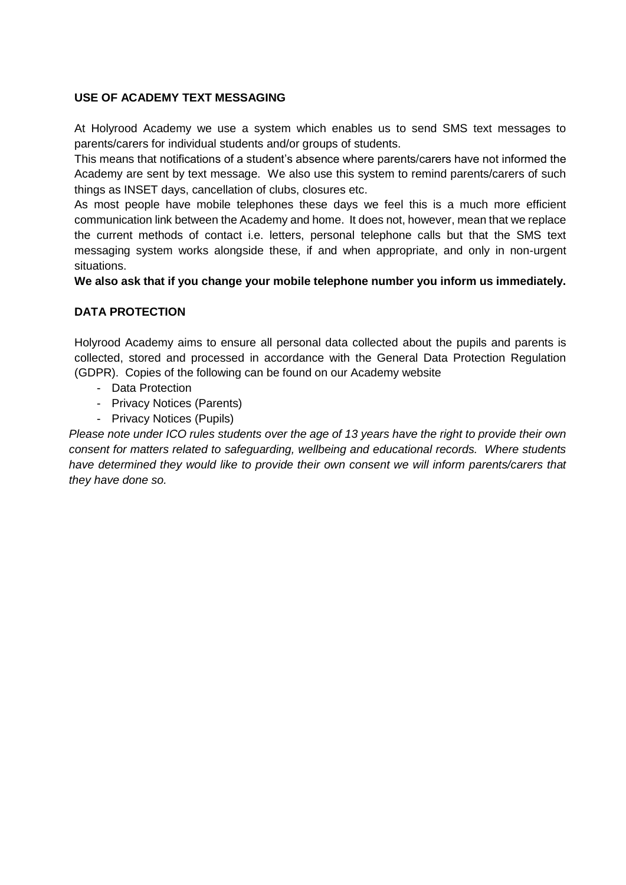## USE OF ACADEMY TEXT MESSAGING

At Holyrood Academy we use a system which enables us to send SMS text messages to parents/carers for individual students and/or groups of students.

This means that notifications of a student's absence where parents/carers have not informed the Academy are sent by text message. We also use this system to remind parents/carers of such things as INSET days, cancellation of clubs, closures etc.

As most people have mobile telephones these days we feel this is a much more efficient communication link between the Academy and home. It does not, however, mean that we replace the current methods of contact i.e. letters, personal telephone calls but that the SMS text messaging system works alongside these, if and when appropriate, and only in non-urgent situations.

**We also ask that if you change your mobile telephone number you inform us immediately.**

## DATA PROTECTION

Holyrood Academy aims to ensure all personal data collected about the pupils and parents is collected, stored and processed in accordance with the General Data Protection Regulation (GDPR). Copies of the following can be found on our Academy website

- Data Protection
- Privacy Notices (Parents)
- Privacy Notices (Pupils)

*Please note under ICO rules students over the age of 13 years have the right to provide their own consent for matters related to safeguarding, wellbeing and educational records. Where students have determined they would like to provide their own consent we will inform parents/carers that they have done so.*